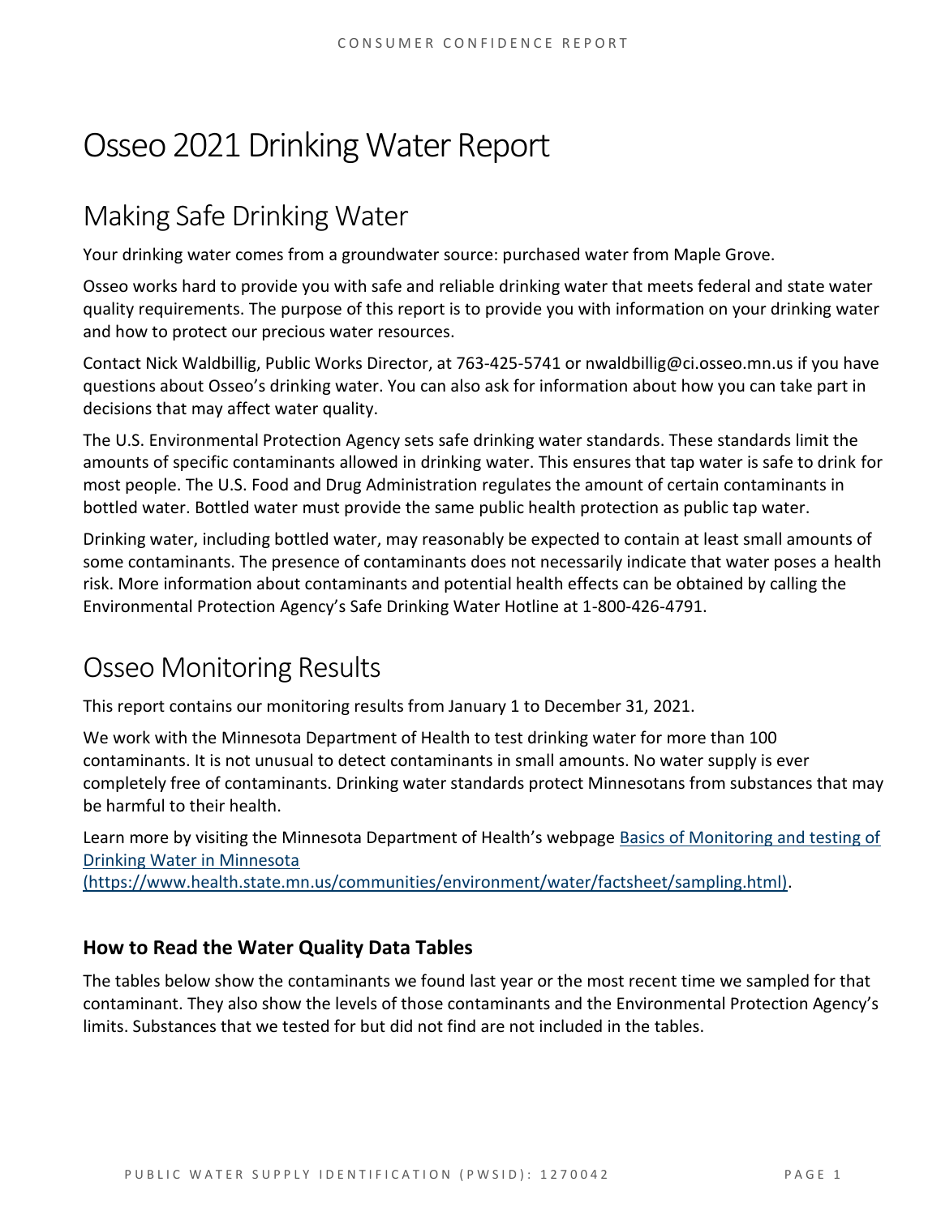# Osseo 2021 Drinking Water Report

## Making Safe Drinking Water

Your drinking water comes from a groundwater source: purchased water from Maple Grove.

Osseo works hard to provide you with safe and reliable drinking water that meets federal and state water quality requirements. The purpose of this report is to provide you with information on your drinking water and how to protect our precious water resources.

Contact Nick Waldbillig, Public Works Director, at 763-425-5741 or nwaldbillig@ci.osseo.mn.us if you have questions about Osseo's drinking water. You can also ask for information about how you can take part in decisions that may affect water quality.

The U.S. Environmental Protection Agency sets safe drinking water standards. These standards limit the amounts of specific contaminants allowed in drinking water. This ensures that tap water is safe to drink for most people. The U.S. Food and Drug Administration regulates the amount of certain contaminants in bottled water. Bottled water must provide the same public health protection as public tap water.

Drinking water, including bottled water, may reasonably be expected to contain at least small amounts of some contaminants. The presence of contaminants does not necessarily indicate that water poses a health risk. More information about contaminants and potential health effects can be obtained by calling the Environmental Protection Agency's Safe Drinking Water Hotline at 1-800-426-4791.

## Osseo Monitoring Results

This report contains our monitoring results from January 1 to December 31, 2021.

We work with the Minnesota Department of Health to test drinking water for more than 100 contaminants. It is not unusual to detect contaminants in small amounts. No water supply is ever completely free of contaminants. Drinking water standards protect Minnesotans from substances that may be harmful to their health.

Learn more by visiting the Minnesota Department of Health's webpage [Basics of Monitoring and testing of Drinking Water in Minnesota (https://www.health.state.mn.us/communities/environment/water/factsheet/sampling.html)](https://www.health.state.mn.us/communities/environment/water/factsheet/sampling.html).

### How to Read the Water Quality Data Tables

The tables below show the contaminants we found last year or the most recent time we sampled for that contaminant. They also show the levels of those contaminants and the Environmental Protection Agency's limits. Substances that we tested for but did not find are not included in the tables.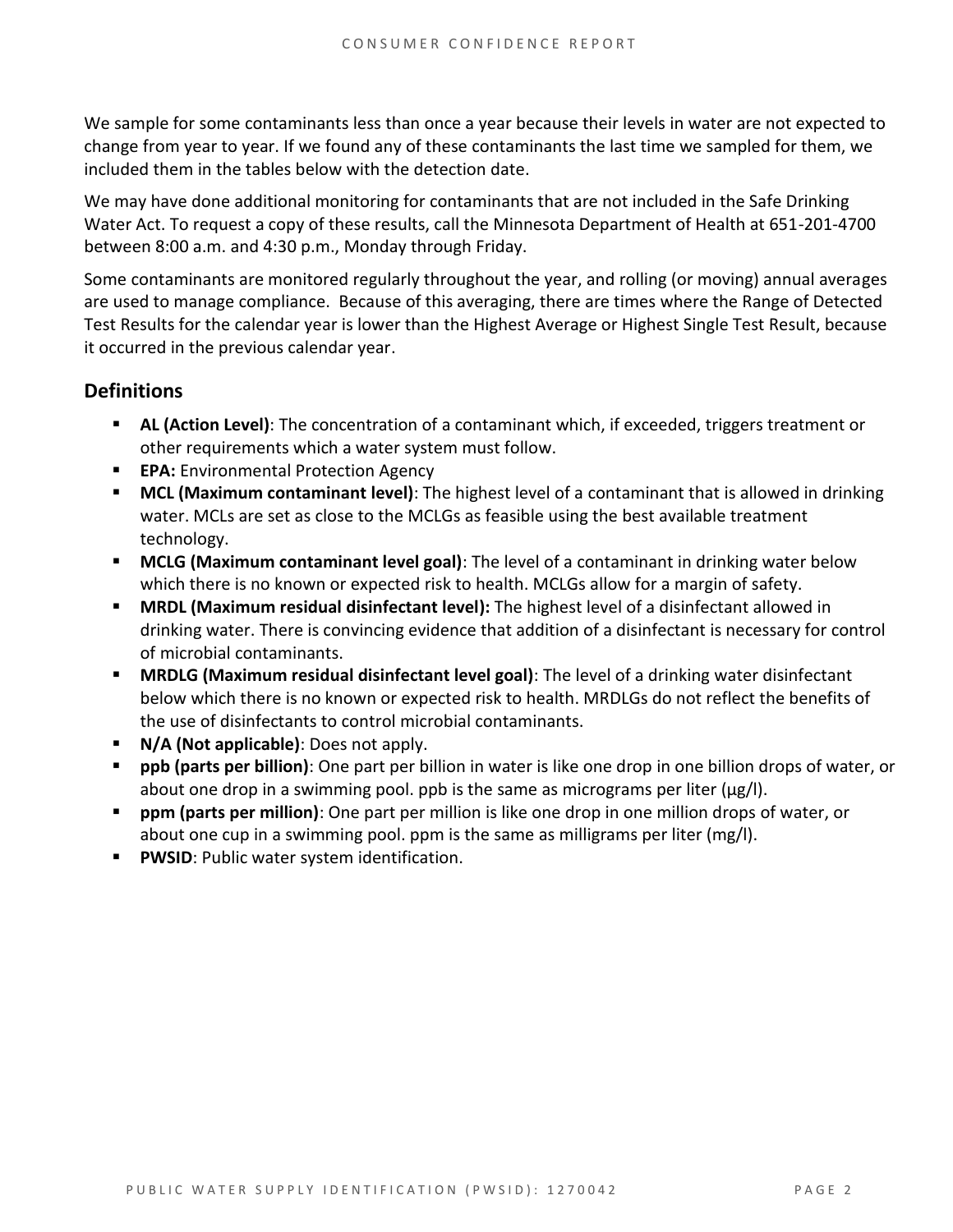We sample for some contaminants less than once a year because their levels in water are not expected to change from year to year. If we found any of these contaminants the last time we sampled for them, we included them in the tables below with the detection date.

We may have done additional monitoring for contaminants that are not included in the Safe Drinking Water Act. To request a copy of these results, call the Minnesota Department of Health at 651-201-4700 between 8:00 a.m. and 4:30 p.m., Monday through Friday.

Some contaminants are monitored regularly throughout the year, and rolling (or moving) annual averages are used to manage compliance. Because of this averaging, there are times where the Range of Detected Test Results for the calendar year is lower than the Highest Average or Highest Single Test Result, because it occurred in the previous calendar year.

## Definitions

- **AL (Action Level)**: The concentration of a contaminant which, if exceeded, triggers treatment or other requirements which a water system must follow.
- **EPA:** Environmental Protection Agency
- **MCL (Maximum contaminant level)**: The highest level of a contaminant that is allowed in drinking water. MCLs are set as close to the MCLGs as feasible using the best available treatment technology.
- **MCLG (Maximum contaminant level goal)**: The level of a contaminant in drinking water below which there is no known or expected risk to health. MCLGs allow for a margin of safety.
- **MRDL (Maximum residual disinfectant level):** The highest level of a disinfectant allowed in drinking water. There is convincing evidence that addition of a disinfectant is necessary for control of microbial contaminants.
- **MRDLG (Maximum residual disinfectant level goal)**: The level of a drinking water disinfectant below which there is no known or expected risk to health. MRDLGs do not reflect the benefits of the use of disinfectants to control microbial contaminants.
- **N/A (Not applicable)**: Does not apply.
- **ppb (parts per billion)**: One part per billion in water is like one drop in one billion drops of water, or about one drop in a swimming pool. ppb is the same as micrograms per liter (μg/l).
- **ppm (parts per million)**: One part per million is like one drop in one million drops of water, or about one cup in a swimming pool. ppm is the same as milligrams per liter (mg/l).
- **PWSID**: Public water system identification.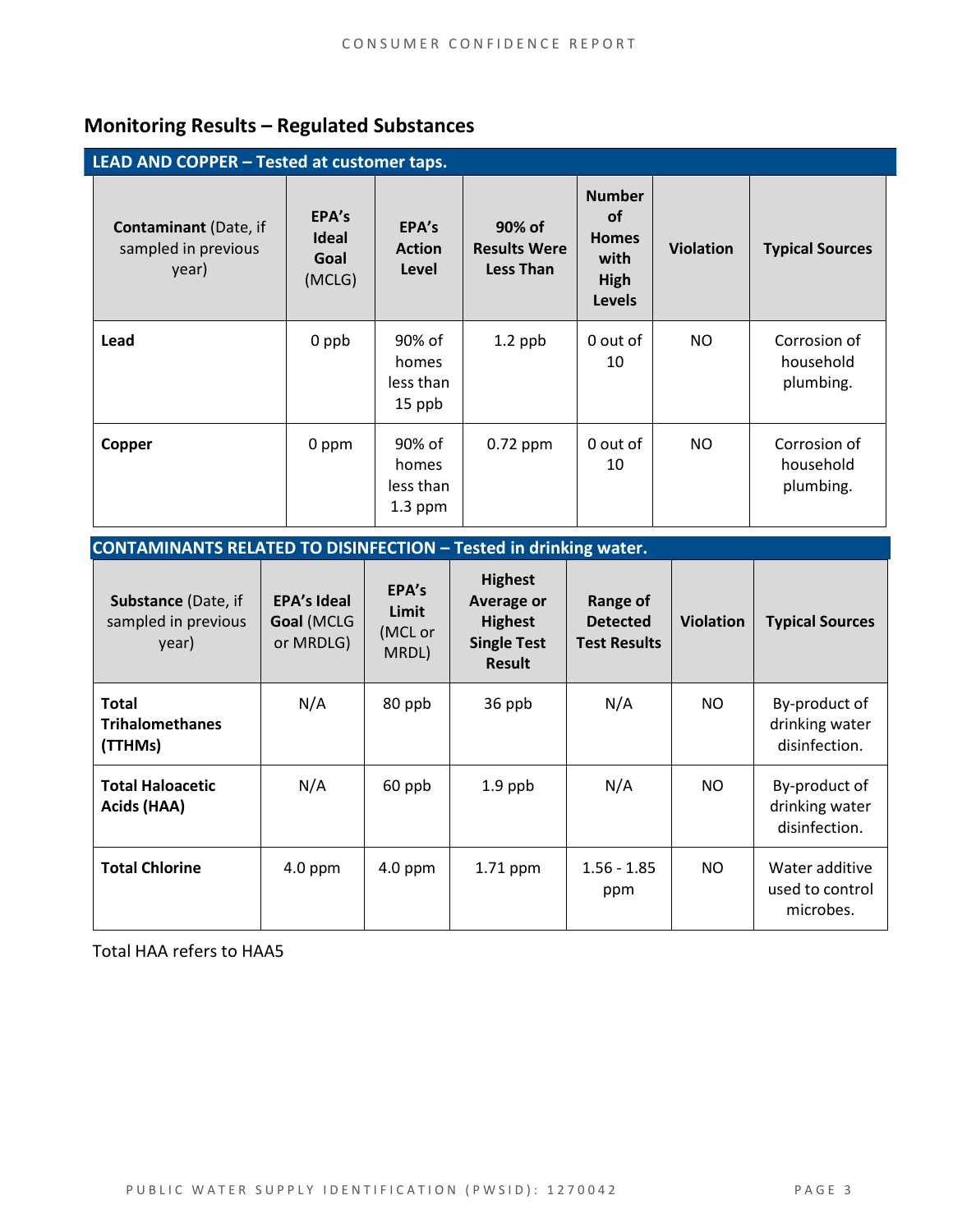## Monitoring Results – Regulated Substances

| LEAD AND COPPER – Tested at customer taps. | | | | | | |
|---|---|---|---|---|---|---|
| **Contaminant** (Date, if sampled in previous year) | **EPA's Ideal Goal** (MCLG) | **EPA's Action Level** | **90% of Results Were Less Than** | **Number of Homes with High Levels** | **Violation** | **Typical Sources** |
| **Lead** | 0 ppb | 90% of homes less than 15 ppb | 1.2 ppb | 0 out of 10 | NO | Corrosion of household plumbing. |
| **Copper** | 0 ppm | 90% of homes less than 1.3 ppm | 0.72 ppm | 0 out of 10 | NO | Corrosion of household plumbing. |

| CONTAMINANTS RELATED TO DISINFECTION – Tested in drinking water. | | | | | | |
|---|---|---|---|---|---|---|
| **Substance** (Date, if sampled in previous year) | **EPA's Ideal Goal** (MCLG or MRDLG) | **EPA's Limit** (MCL or MRDL) | **Highest Average or Highest Single Test Result** | **Range of Detected Test Results** | **Violation** | **Typical Sources** |
| **Total Trihalomethanes (TTHMs)** | N/A | 80 ppb | 36 ppb | N/A | NO | By-product of drinking water disinfection. |
| **Total Haloacetic Acids (HAA)** | N/A | 60 ppb | 1.9 ppb | N/A | NO | By-product of drinking water disinfection. |
| **Total Chlorine** | 4.0 ppm | 4.0 ppm | 1.71 ppm | 1.56 - 1.85 ppm | NO | Water additive used to control microbes. |

Total HAA refers to HAA5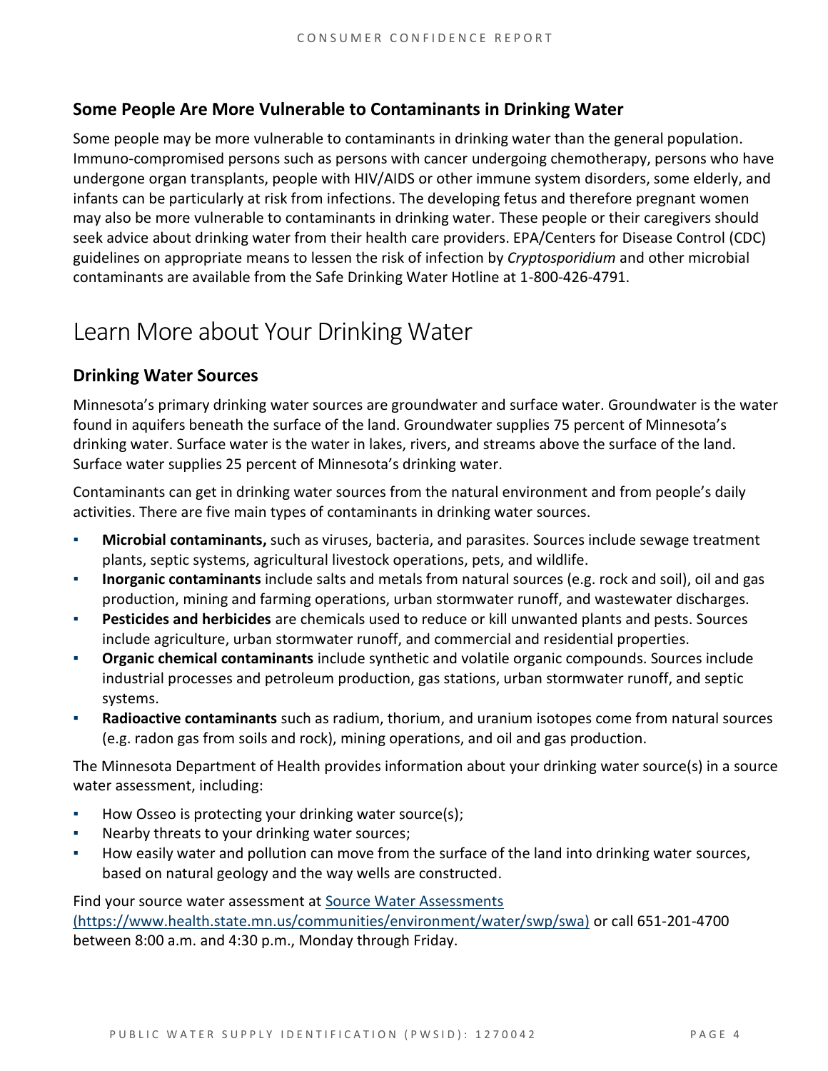### Some People Are More Vulnerable to Contaminants in Drinking Water

Some people may be more vulnerable to contaminants in drinking water than the general population. Immuno-compromised persons such as persons with cancer undergoing chemotherapy, persons who have undergone organ transplants, people with HIV/AIDS or other immune system disorders, some elderly, and infants can be particularly at risk from infections. The developing fetus and therefore pregnant women may also be more vulnerable to contaminants in drinking water. These people or their caregivers should seek advice about drinking water from their health care providers. EPA/Centers for Disease Control (CDC) guidelines on appropriate means to lessen the risk of infection by *Cryptosporidium* and other microbial contaminants are available from the Safe Drinking Water Hotline at 1-800-426-4791.

## Learn More about Your Drinking Water

### Drinking Water Sources

Minnesota's primary drinking water sources are groundwater and surface water. Groundwater is the water found in aquifers beneath the surface of the land. Groundwater supplies 75 percent of Minnesota's drinking water. Surface water is the water in lakes, rivers, and streams above the surface of the land. Surface water supplies 25 percent of Minnesota's drinking water.

Contaminants can get in drinking water sources from the natural environment and from people's daily activities. There are five main types of contaminants in drinking water sources.

- **Microbial contaminants,** such as viruses, bacteria, and parasites. Sources include sewage treatment plants, septic systems, agricultural livestock operations, pets, and wildlife.
- **Inorganic contaminants** include salts and metals from natural sources (e.g. rock and soil), oil and gas production, mining and farming operations, urban stormwater runoff, and wastewater discharges.
- **Pesticides and herbicides** are chemicals used to reduce or kill unwanted plants and pests. Sources include agriculture, urban stormwater runoff, and commercial and residential properties.
- **Organic chemical contaminants** include synthetic and volatile organic compounds. Sources include industrial processes and petroleum production, gas stations, urban stormwater runoff, and septic systems.
- **Radioactive contaminants** such as radium, thorium, and uranium isotopes come from natural sources (e.g. radon gas from soils and rock), mining operations, and oil and gas production.

The Minnesota Department of Health provides information about your drinking water source(s) in a source water assessment, including:

- How Osseo is protecting your drinking water source(s);
- Nearby threats to your drinking water sources;
- How easily water and pollution can move from the surface of the land into drinking water sources, based on natural geology and the way wells are constructed.

Find your source water assessment at [Source Water Assessments (https://www.health.state.mn.us/communities/environment/water/swp/swa)](https://www.health.state.mn.us/communities/environment/water/swp/swa) or call 651-201-4700 between 8:00 a.m. and 4:30 p.m., Monday through Friday.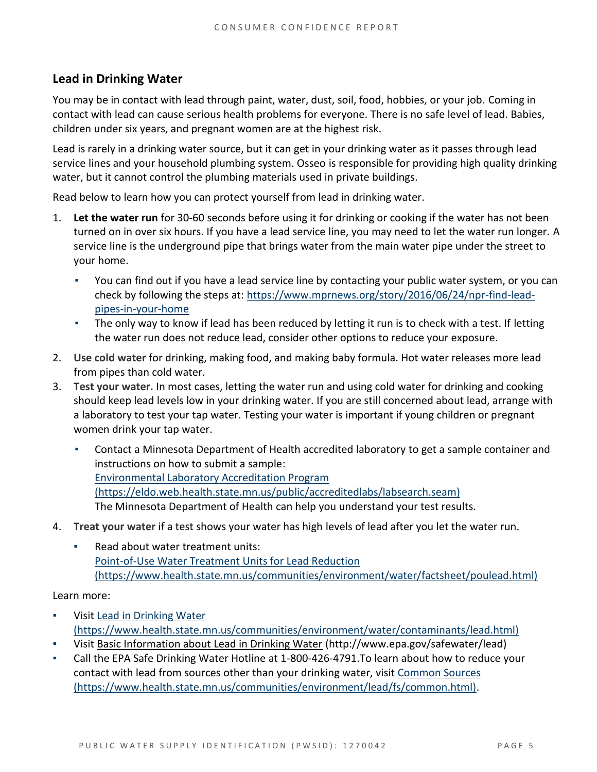## Lead in Drinking Water

You may be in contact with lead through paint, water, dust, soil, food, hobbies, or your job. Coming in contact with lead can cause serious health problems for everyone. There is no safe level of lead. Babies, children under six years, and pregnant women are at the highest risk.

Lead is rarely in a drinking water source, but it can get in your drinking water as it passes through lead service lines and your household plumbing system. Osseo is responsible for providing high quality drinking water, but it cannot control the plumbing materials used in private buildings.

Read below to learn how you can protect yourself from lead in drinking water.

1. **Let the water run** for 30-60 seconds before using it for drinking or cooking if the water has not been turned on in over six hours. If you have a lead service line, you may need to let the water run longer. A service line is the underground pipe that brings water from the main water pipe under the street to your home.
   - You can find out if you have a lead service line by contacting your public water system, or you can check by following the steps at: [https://www.mprnews.org/story/2016/06/24/npr-find-lead-pipes-in-your-home](https://www.mprnews.org/story/2016/06/24/npr-find-lead-pipes-in-your-home)
   - The only way to know if lead has been reduced by letting it run is to check with a test. If letting the water run does not reduce lead, consider other options to reduce your exposure.
2. **Use cold water** for drinking, making food, and making baby formula. Hot water releases more lead from pipes than cold water.
3. **Test your water.** In most cases, letting the water run and using cold water for drinking and cooking should keep lead levels low in your drinking water. If you are still concerned about lead, arrange with a laboratory to test your tap water. Testing your water is important if young children or pregnant women drink your tap water.
   - Contact a Minnesota Department of Health accredited laboratory to get a sample container and instructions on how to submit a sample:
     [Environmental Laboratory Accreditation Program (https://eldo.web.health.state.mn.us/public/accreditedlabs/labsearch.seam)](https://eldo.web.health.state.mn.us/public/accreditedlabs/labsearch.seam)
     The Minnesota Department of Health can help you understand your test results.
4. **Treat your water** if a test shows your water has high levels of lead after you let the water run.
   - Read about water treatment units:
     [Point-of-Use Water Treatment Units for Lead Reduction (https://www.health.state.mn.us/communities/environment/water/factsheet/poulead.html)](https://www.health.state.mn.us/communities/environment/water/factsheet/poulead.html)

Learn more:

- Visit [Lead in Drinking Water (https://www.health.state.mn.us/communities/environment/water/contaminants/lead.html)](https://www.health.state.mn.us/communities/environment/water/contaminants/lead.html)
- Visit Basic Information about Lead in Drinking Water (http://www.epa.gov/safewater/lead)
- Call the EPA Safe Drinking Water Hotline at 1-800-426-4791.To learn about how to reduce your contact with lead from sources other than your drinking water, visit [Common Sources (https://www.health.state.mn.us/communities/environment/lead/fs/common.html)](https://www.health.state.mn.us/communities/environment/lead/fs/common.html).